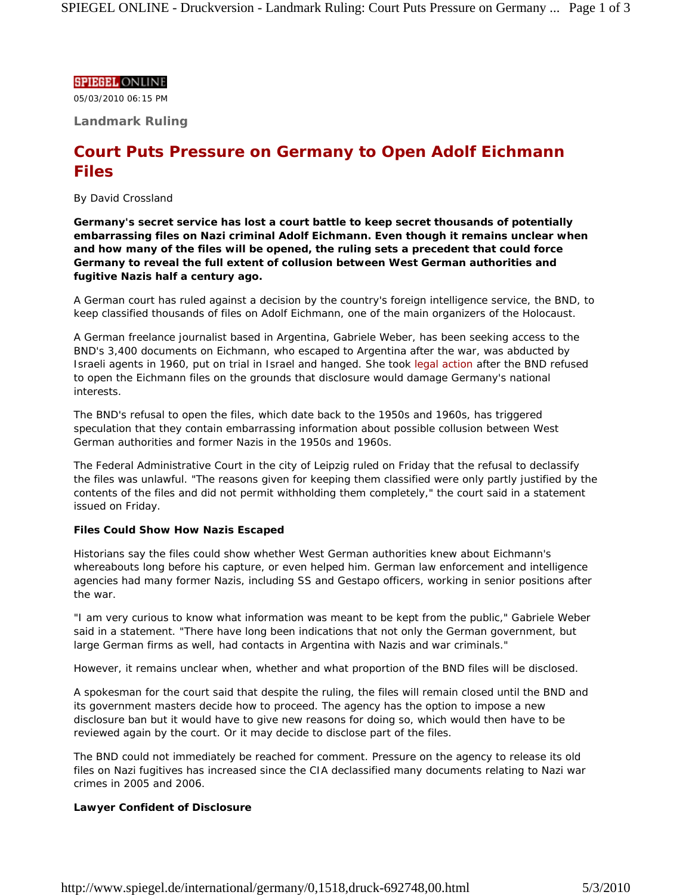SPIEGEL ONLINE

05/03/2010 06:15 PM

**Landmark Ruling**

# Court Puts Pressure on Germany to Open Adolf Eichmann Files

By David Crossland

**Germany's secret service has lost a court battle to keep secret thousands of potentially embarrassing files on Nazi criminal Adolf Eichmann. Even though it remains unclear when and how many of the files will be opened, the ruling sets a precedent that could force Germany to reveal the full extent of collusion between West German authorities and fugitive Nazis half a century ago.**

A German court has ruled against a decision by the country's foreign intelligence service, the BND, to keep classified thousands of files on Adolf Eichmann, one of the main organizers of the Holocaust.

A German freelance journalist based in Argentina, Gabriele Weber, has been seeking access to the BND's 3,400 documents on Eichmann, who escaped to Argentina after the war, was abducted by Israeli agents in 1960, put on trial in Israel and hanged. She took legal action after the BND refused to open the Eichmann files on the grounds that disclosure would damage Germany's national interests.

The BND's refusal to open the files, which date back to the 1950s and 1960s, has triggered speculation that they contain embarrassing information about possible collusion between West German authorities and former Nazis in the 1950s and 1960s.

The Federal Administrative Court in the city of Leipzig ruled on Friday that the refusal to declassify the files was unlawful. "The reasons given for keeping them classified were only partly justified by the contents of the files and did not permit withholding them completely," the court said in a statement issued on Friday.

**Files Could Show How Nazis Escaped**

Historians say the files could show whether West German authorities knew about Eichmann's whereabouts long before his capture, or even helped him. German law enforcement and intelligence agencies had many former Nazis, including SS and Gestapo officers, working in senior positions after the war.

"I am very curious to know what information was meant to be kept from the public," Gabriele Weber said in a statement. "There have long been indications that not only the German government, but large German firms as well, had contacts in Argentina with Nazis and war criminals."

However, it remains unclear when, whether and what proportion of the BND files will be disclosed.

A spokesman for the court said that despite the ruling, the files will remain closed until the BND and its government masters decide how to proceed. The agency has the option to impose a new disclosure ban but it would have to give new reasons for doing so, which would then have to be reviewed again by the court. Or it may decide to disclose part of the files.

The BND could not immediately be reached for comment. Pressure on the agency to release its old files on Nazi fugitives has increased since the CIA declassified many documents relating to Nazi war crimes in 2005 and 2006.

**Lawyer Confident of Disclosure**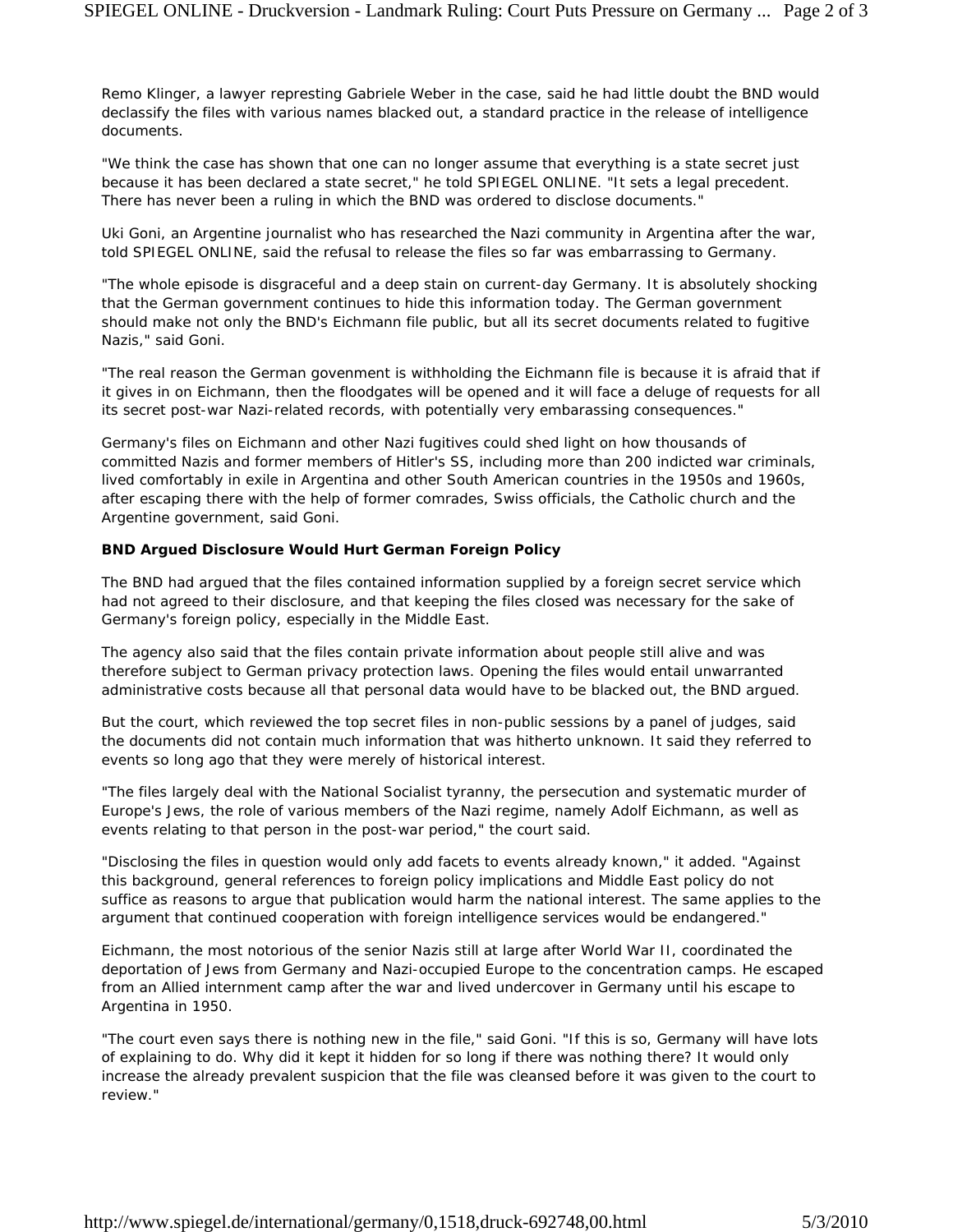Remo Klinger, a lawyer represting Gabriele Weber in the case, said he had little doubt the BND would declassify the files with various names blacked out, a standard practice in the release of intelligence documents.

"We think the case has shown that one can no longer assume that everything is a state secret just because it has been declared a state secret," he told SPIEGEL ONLINE. "It sets a legal precedent. There has never been a ruling in which the BND was ordered to disclose documents."

Uki Goni, an Argentine journalist who has researched the Nazi community in Argentina after the war, told SPIEGEL ONLINE, said the refusal to release the files so far was embarrassing to Germany.

"The whole episode is disgraceful and a deep stain on current-day Germany. It is absolutely shocking that the German government continues to hide this information today. The German government should make not only the BND's Eichmann file public, but all its secret documents related to fugitive Nazis," said Goni.

"The real reason the German govenment is withholding the Eichmann file is because it is afraid that if it gives in on Eichmann, then the floodgates will be opened and it will face a deluge of requests for all its secret post-war Nazi-related records, with potentially very embarassing consequences."

Germany's files on Eichmann and other Nazi fugitives could shed light on how thousands of committed Nazis and former members of Hitler's SS, including more than 200 indicted war criminals, lived comfortably in exile in Argentina and other South American countries in the 1950s and 1960s, after escaping there with the help of former comrades, Swiss officials, the Catholic church and the Argentine government, said Goni.

**BND Argued Disclosure Would Hurt German Foreign Policy**

The BND had argued that the files contained information supplied by a foreign secret service which had not agreed to their disclosure, and that keeping the files closed was necessary for the sake of Germany's foreign policy, especially in the Middle East.

The agency also said that the files contain private information about people still alive and was therefore subject to German privacy protection laws. Opening the files would entail unwarranted administrative costs because all that personal data would have to be blacked out, the BND argued.

But the court, which reviewed the top secret files in non-public sessions by a panel of judges, said the documents did not contain much information that was hitherto unknown. It said they referred to events so long ago that they were merely of historical interest.

"The files largely deal with the National Socialist tyranny, the persecution and systematic murder of Europe's Jews, the role of various members of the Nazi regime, namely Adolf Eichmann, as well as events relating to that person in the post-war period," the court said.

"Disclosing the files in question would only add facets to events already known," it added. "Against this background, general references to foreign policy implications and Middle East policy do not suffice as reasons to argue that publication would harm the national interest. The same applies to the argument that continued cooperation with foreign intelligence services would be endangered."

Eichmann, the most notorious of the senior Nazis still at large after World War II, coordinated the deportation of Jews from Germany and Nazi-occupied Europe to the concentration camps. He escaped from an Allied internment camp after the war and lived undercover in Germany until his escape to Argentina in 1950.

"The court even says there is nothing new in the file," said Goni. "If this is so, Germany will have lots of explaining to do. Why did it kept it hidden for so long if there was nothing there? It would only increase the already prevalent suspicion that the file was cleansed before it was given to the court to review."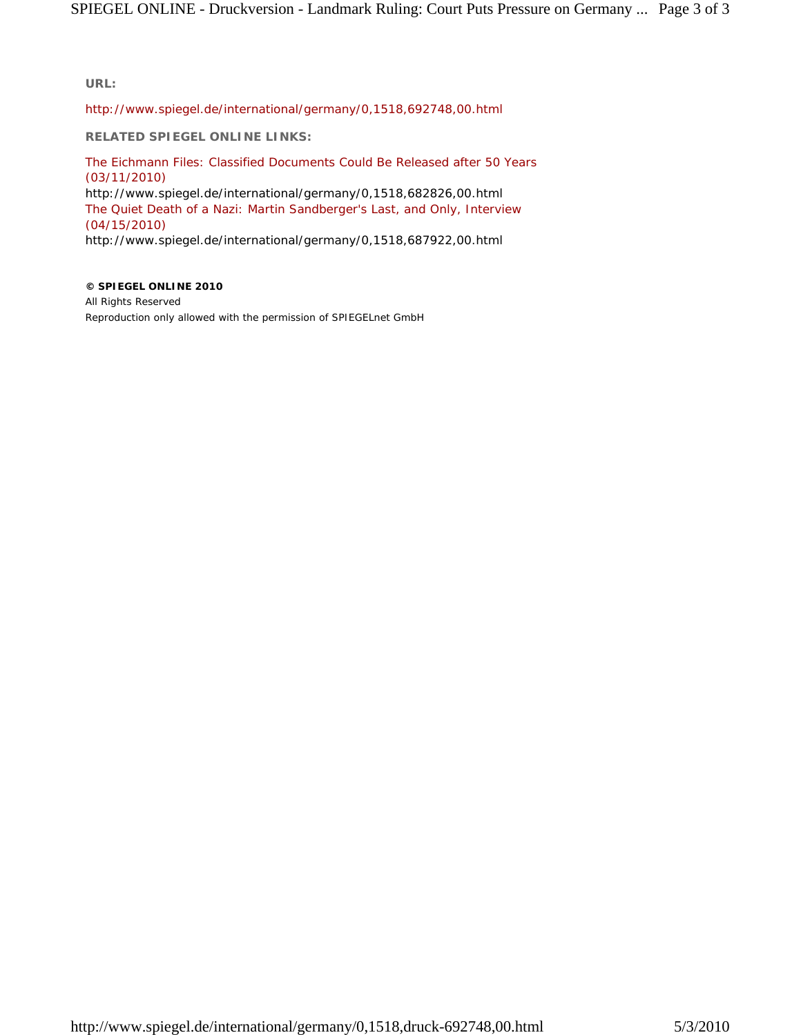**URL:**

http://www.spiegel.de/international/germany/0,1518,692748,00.html

**RELATED SPIEGEL ONLINE LINKS:**

The Eichmann Files: Classified Documents Could Be Released after 50 Years (03/11/2010)
http://www.spiegel.de/international/germany/0,1518,682826,00.html
The Quiet Death of a Nazi: Martin Sandberger's Last, and Only, Interview (04/15/2010)
http://www.spiegel.de/international/germany/0,1518,687922,00.html

**© SPIEGEL ONLINE 2010**
All Rights Reserved
Reproduction only allowed with the permission of SPIEGELnet GmbH